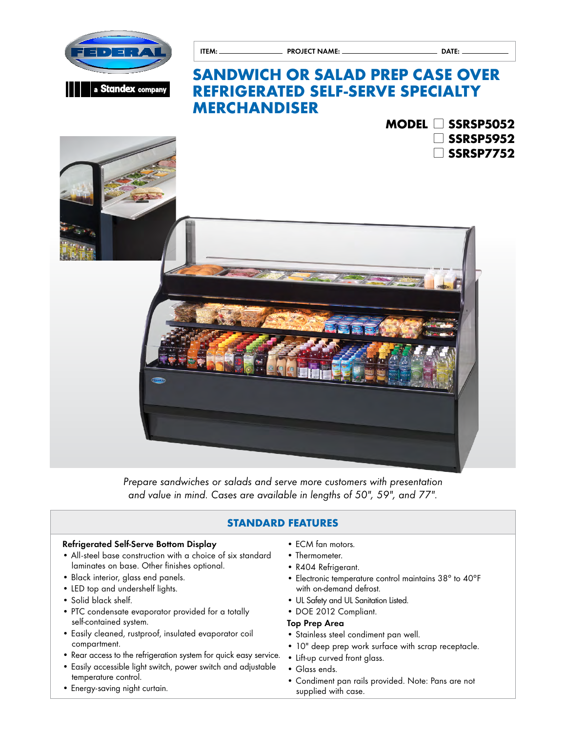FEDERAL

a Standex company

ITEM: ______ PROJECT NAME: ______ DATE: ______

# SANDWICH OR SALAD PREP CASE OVER REFRIGERATED SELF-SERVE SPECIALTY MERCHANDISER

**MODEL** ☐ **SSRSP5052**
☐ **SSRSP5952**
☐ **SSRSP7752**

*Prepare sandwiches or salads and serve more customers with presentation and value in mind. Cases are available in lengths of 50", 59", and 77".*

## STANDARD FEATURES

**Refrigerated Self-Serve Bottom Display**

- All-steel base construction with a choice of six standard laminates on base. Other finishes optional.
- Black interior, glass end panels.
- LED top and undershelf lights.
- Solid black shelf.
- PTC condensate evaporator provided for a totally self-contained system.
- Easily cleaned, rustproof, insulated evaporator coil compartment.
- Rear access to the refrigeration system for quick easy service.
- Easily accessible light switch, power switch and adjustable temperature control.
- Energy-saving night curtain.
- ECM fan motors.
- Thermometer.
- R404 Refrigerant.
- Electronic temperature control maintains 38° to 40°F with on-demand defrost.
- UL Safety and UL Sanitation Listed.
- DOE 2012 Compliant.

**Top Prep Area**

- Stainless steel condiment pan well.
- 10" deep prep work surface with scrap receptacle.
- Lift-up curved front glass.
- Glass ends.
- Condiment pan rails provided. Note: Pans are not supplied with case.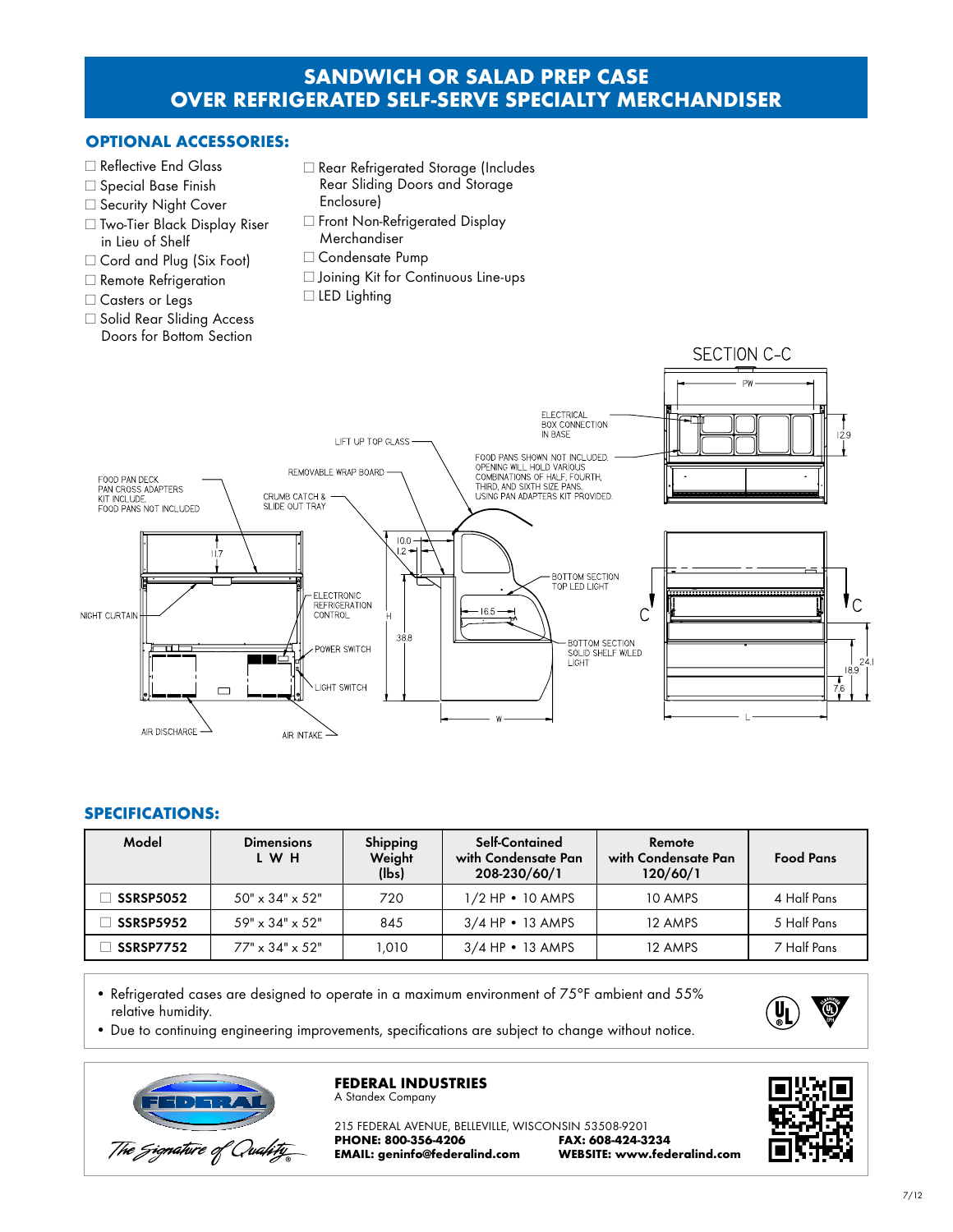# SANDWICH OR SALAD PREP CASE
# OVER REFRIGERATED SELF-SERVE SPECIALTY MERCHANDISER

## OPTIONAL ACCESSORIES:

- ☐ Reflective End Glass
- ☐ Special Base Finish
- ☐ Security Night Cover
- ☐ Two-Tier Black Display Riser in Lieu of Shelf
- ☐ Cord and Plug (Six Foot)
- ☐ Remote Refrigeration
- ☐ Casters or Legs
- ☐ Solid Rear Sliding Access Doors for Bottom Section
- ☐ Rear Refrigerated Storage (Includes Rear Sliding Doors and Storage Enclosure)
- ☐ Front Non-Refrigerated Display Merchandiser
- ☐ Condensate Pump
- ☐ Joining Kit for Continuous Line-ups
- ☐ LED Lighting

SECTION C-C

PW

ELECTRICAL BOX CONNECTION IN BASE

12.9

LIFT UP TOP GLASS

FOOD PANS SHOWN NOT INCLUDED. OPENING WILL HOLD VARIOUS COMBINATIONS OF HALF, FOURTH, THIRD, AND SIXTH SIZE PANS, USING PAN ADAPTERS KIT PROVIDED.

REMOVABLE WRAP BOARD

FOOD PAN DECK PAN CROSS ADAPTERS KIT INCLUDE. FOOD PANS NOT INCLUDED

CRUMB CATCH & SLIDE OUT TRAY

11.7

10.0

1.2

NIGHT CURTAIN

ELECTRONIC REFRIGERATION CONTROL

BOTTOM SECTION TOP LED LIGHT

16.5

H

38.8

C

C

POWER SWITCH

BOTTOM SECTION SOLID SHELF W/LED LIGHT

24.1

18.9

7.6

LIGHT SWITCH

AIR DISCHARGE

AIR INTAKE

W

L

## SPECIFICATIONS:

| Model | Dimensions L W H | Shipping Weight (lbs) | Self-Contained with Condensate Pan 208-230/60/1 | Remote with Condensate Pan 120/60/1 | Food Pans |
|---|---|---|---|---|---|
| ☐ **SSRSP5052** | 50" x 34" x 52" | 720 | 1/2 HP • 10 AMPS | 10 AMPS | 4 Half Pans |
| ☐ **SSRSP5952** | 59" x 34" x 52" | 845 | 3/4 HP • 13 AMPS | 12 AMPS | 5 Half Pans |
| ☐ **SSRSP7752** | 77" x 34" x 52" | 1,010 | 3/4 HP • 13 AMPS | 12 AMPS | 7 Half Pans |

- Refrigerated cases are designed to operate in a maximum environment of 75°F ambient and 55% relative humidity.
- Due to continuing engineering improvements, specifications are subject to change without notice.

FEDERAL
*The Signature of Quality*

**FEDERAL INDUSTRIES**
A Standex Company

215 FEDERAL AVENUE, BELLEVILLE, WISCONSIN 53508-9201
**PHONE: 800-356-4206** **FAX: 608-424-3234**
**EMAIL: geninfo@federalind.com** **WEBSITE: www.federalind.com**

7/12